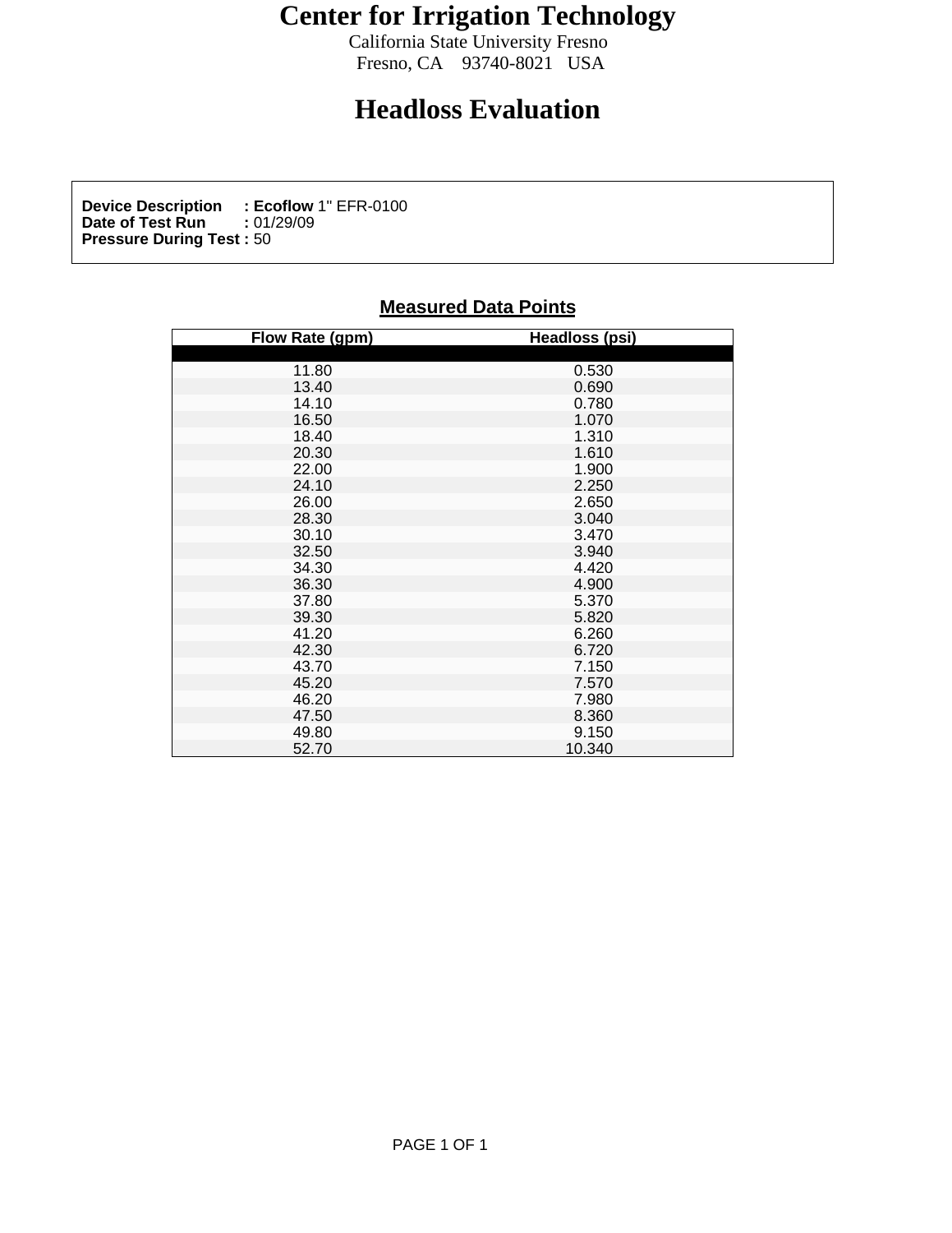# Center for Irrigation Technology

California State University Fresno
Fresno, CA 93740-8021 USA

# Headloss Evaluation

**Device Description : Ecoflow** 1" EFR-0100
**Date of Test Run :** 01/29/09
**Pressure During Test :** 50

## Measured Data Points

| Flow Rate (gpm) | Headloss (psi) |
|---|---|
| 11.80 | 0.530 |
| 13.40 | 0.690 |
| 14.10 | 0.780 |
| 16.50 | 1.070 |
| 18.40 | 1.310 |
| 20.30 | 1.610 |
| 22.00 | 1.900 |
| 24.10 | 2.250 |
| 26.00 | 2.650 |
| 28.30 | 3.040 |
| 30.10 | 3.470 |
| 32.50 | 3.940 |
| 34.30 | 4.420 |
| 36.30 | 4.900 |
| 37.80 | 5.370 |
| 39.30 | 5.820 |
| 41.20 | 6.260 |
| 42.30 | 6.720 |
| 43.70 | 7.150 |
| 45.20 | 7.570 |
| 46.20 | 7.980 |
| 47.50 | 8.360 |
| 49.80 | 9.150 |
| 52.70 | 10.340 |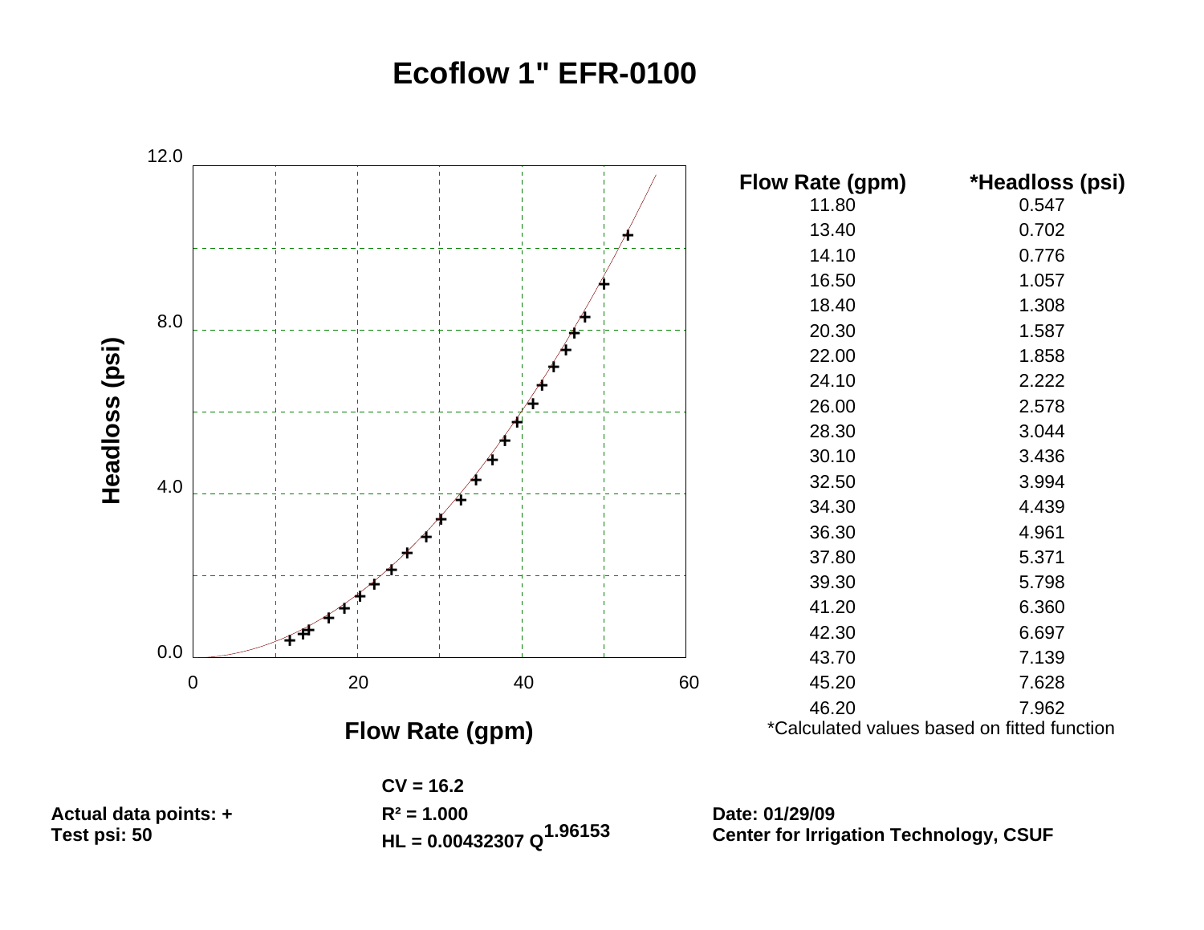# Ecoflow 1" EFR-0100

12.0

8.0

4.0

0.0

0

20

40

60

**Headloss (psi)**

**Flow Rate (gpm)**

| Flow Rate (gpm) | *Headloss (psi) |
|---|---|
| 11.80 | 0.547 |
| 13.40 | 0.702 |
| 14.10 | 0.776 |
| 16.50 | 1.057 |
| 18.40 | 1.308 |
| 20.30 | 1.587 |
| 22.00 | 1.858 |
| 24.10 | 2.222 |
| 26.00 | 2.578 |
| 28.30 | 3.044 |
| 30.10 | 3.436 |
| 32.50 | 3.994 |
| 34.30 | 4.439 |
| 36.30 | 4.961 |
| 37.80 | 5.371 |
| 39.30 | 5.798 |
| 41.20 | 6.360 |
| 42.30 | 6.697 |
| 43.70 | 7.139 |
| 45.20 | 7.628 |
| 46.20 | 7.962 |

*Calculated values based on fitted function

**Actual data points: +**
**Test psi: 50**

**CV = 16.2**
**$R^2$ = 1.000**
**$HL = 0.00432307\ Q^{1.96153}$**

**Date: 01/29/09**
**Center for Irrigation Technology, CSUF**